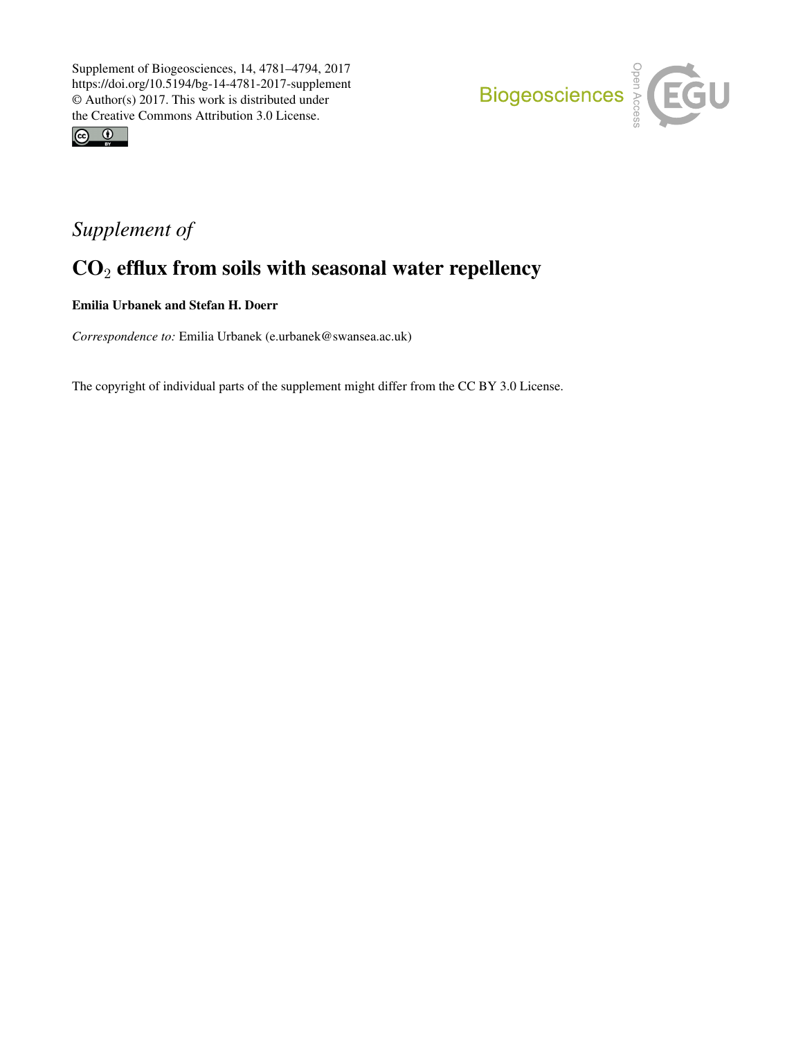Supplement of Biogeosciences, 14, 4781–4794, 2017
https://doi.org/10.5194/bg-14-4781-2017-supplement
© Author(s) 2017. This work is distributed under
the Creative Commons Attribution 3.0 License.

*Supplement of*

# $CO_2$ efflux from soils with seasonal water repellency

**Emilia Urbanek and Stefan H. Doerr**

*Correspondence to:* Emilia Urbanek (e.urbanek@swansea.ac.uk)

The copyright of individual parts of the supplement might differ from the CC BY 3.0 License.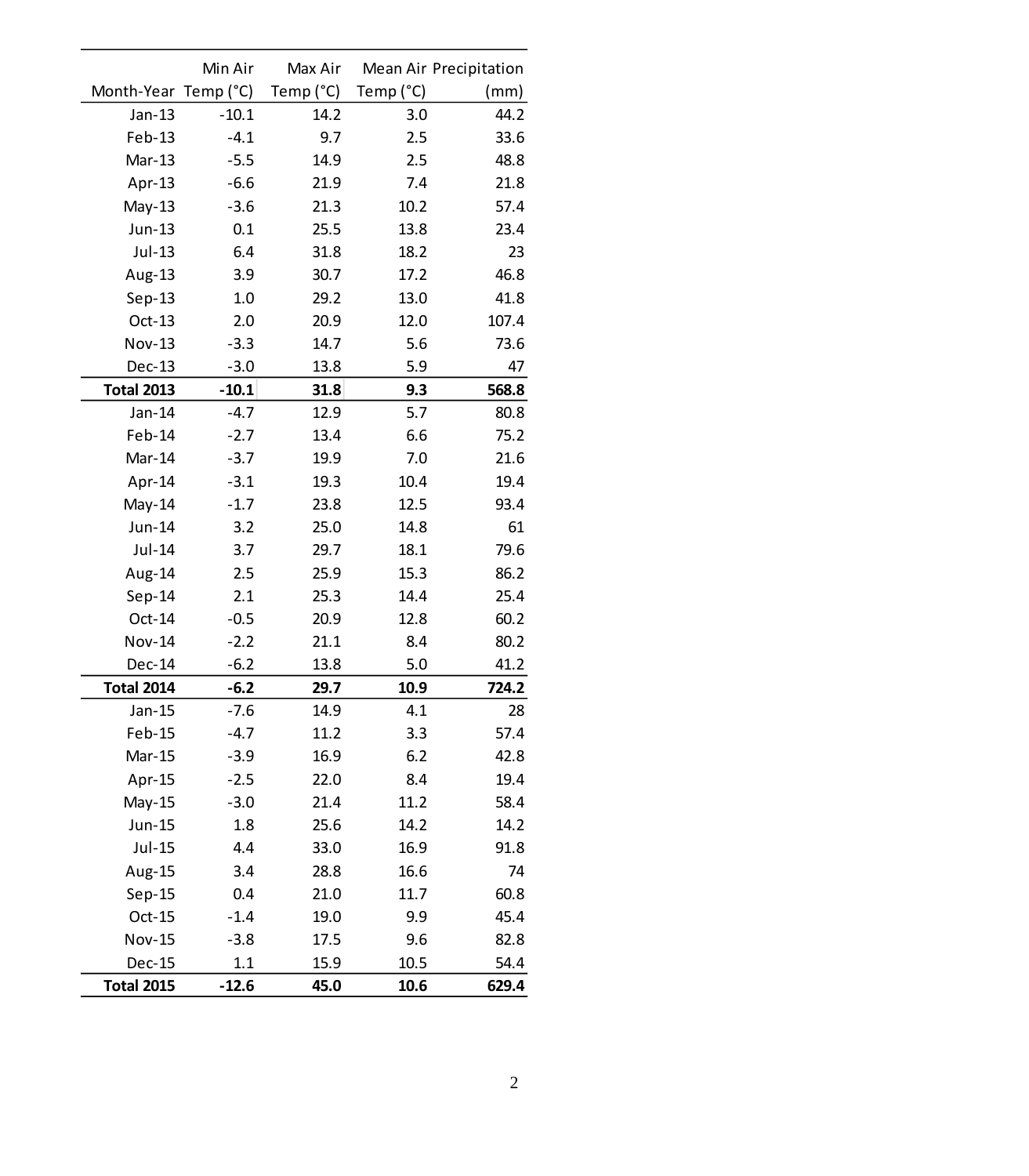| Month-Year | Min Air Temp (°C) | Max Air Temp (°C) | Mean Air Temp (°C) | Precipitation (mm) |
|---|---|---|---|---|
| Jan-13 | -10.1 | 14.2 | 3.0 | 44.2 |
| Feb-13 | -4.1 | 9.7 | 2.5 | 33.6 |
| Mar-13 | -5.5 | 14.9 | 2.5 | 48.8 |
| Apr-13 | -6.6 | 21.9 | 7.4 | 21.8 |
| May-13 | -3.6 | 21.3 | 10.2 | 57.4 |
| Jun-13 | 0.1 | 25.5 | 13.8 | 23.4 |
| Jul-13 | 6.4 | 31.8 | 18.2 | 23 |
| Aug-13 | 3.9 | 30.7 | 17.2 | 46.8 |
| Sep-13 | 1.0 | 29.2 | 13.0 | 41.8 |
| Oct-13 | 2.0 | 20.9 | 12.0 | 107.4 |
| Nov-13 | -3.3 | 14.7 | 5.6 | 73.6 |
| Dec-13 | -3.0 | 13.8 | 5.9 | 47 |
| **Total 2013** | **-10.1** | **31.8** | **9.3** | **568.8** |
| Jan-14 | -4.7 | 12.9 | 5.7 | 80.8 |
| Feb-14 | -2.7 | 13.4 | 6.6 | 75.2 |
| Mar-14 | -3.7 | 19.9 | 7.0 | 21.6 |
| Apr-14 | -3.1 | 19.3 | 10.4 | 19.4 |
| May-14 | -1.7 | 23.8 | 12.5 | 93.4 |
| Jun-14 | 3.2 | 25.0 | 14.8 | 61 |
| Jul-14 | 3.7 | 29.7 | 18.1 | 79.6 |
| Aug-14 | 2.5 | 25.9 | 15.3 | 86.2 |
| Sep-14 | 2.1 | 25.3 | 14.4 | 25.4 |
| Oct-14 | -0.5 | 20.9 | 12.8 | 60.2 |
| Nov-14 | -2.2 | 21.1 | 8.4 | 80.2 |
| Dec-14 | -6.2 | 13.8 | 5.0 | 41.2 |
| **Total 2014** | **-6.2** | **29.7** | **10.9** | **724.2** |
| Jan-15 | -7.6 | 14.9 | 4.1 | 28 |
| Feb-15 | -4.7 | 11.2 | 3.3 | 57.4 |
| Mar-15 | -3.9 | 16.9 | 6.2 | 42.8 |
| Apr-15 | -2.5 | 22.0 | 8.4 | 19.4 |
| May-15 | -3.0 | 21.4 | 11.2 | 58.4 |
| Jun-15 | 1.8 | 25.6 | 14.2 | 14.2 |
| Jul-15 | 4.4 | 33.0 | 16.9 | 91.8 |
| Aug-15 | 3.4 | 28.8 | 16.6 | 74 |
| Sep-15 | 0.4 | 21.0 | 11.7 | 60.8 |
| Oct-15 | -1.4 | 19.0 | 9.9 | 45.4 |
| Nov-15 | -3.8 | 17.5 | 9.6 | 82.8 |
| Dec-15 | 1.1 | 15.9 | 10.5 | 54.4 |
| **Total 2015** | **-12.6** | **45.0** | **10.6** | **629.4** |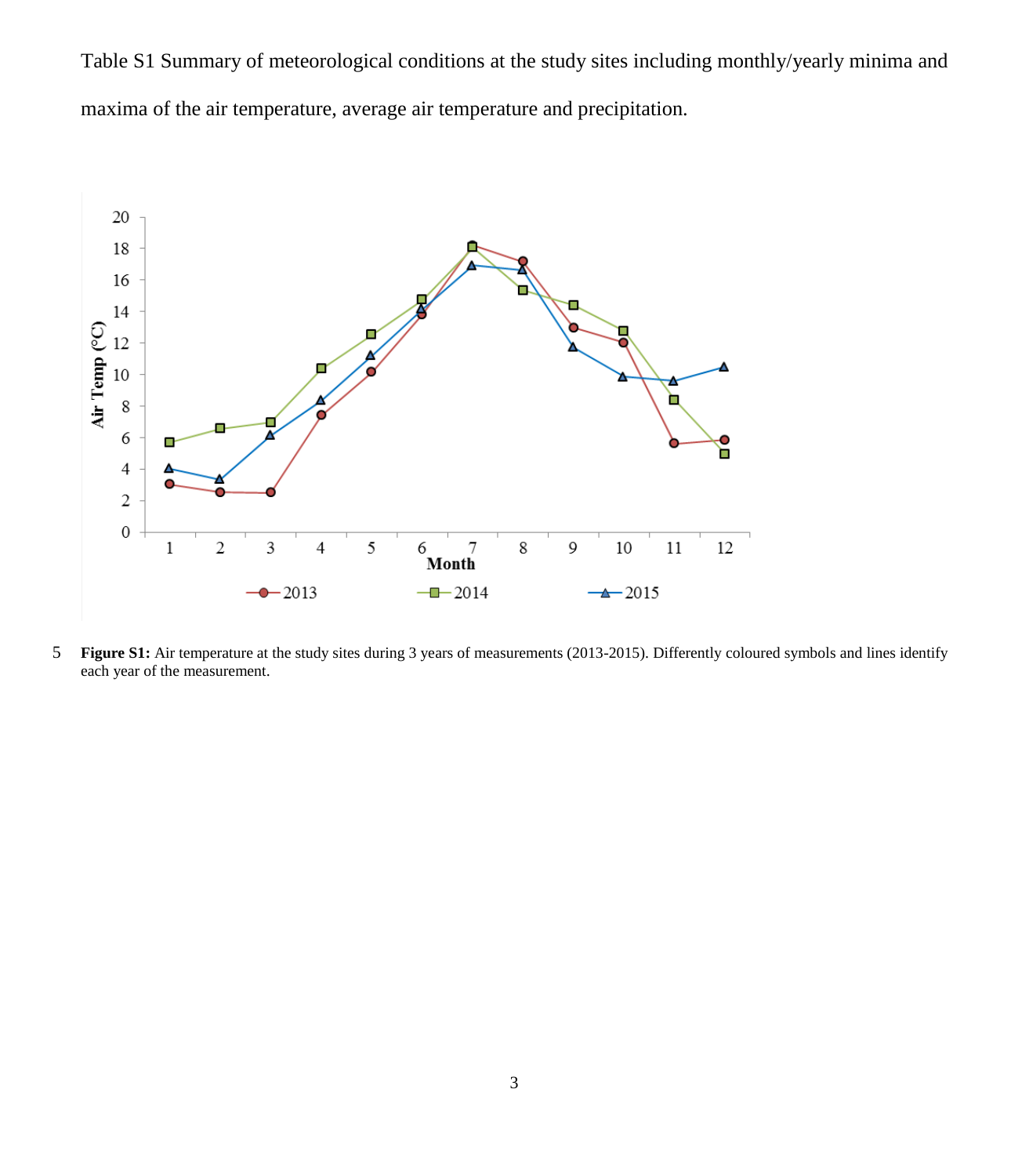Table S1 Summary of meteorological conditions at the study sites including monthly/yearly minima and maxima of the air temperature, average air temperature and precipitation.

**Figure S1:** Air temperature at the study sites during 3 years of measurements (2013-2015). Differently coloured symbols and lines identify each year of the measurement.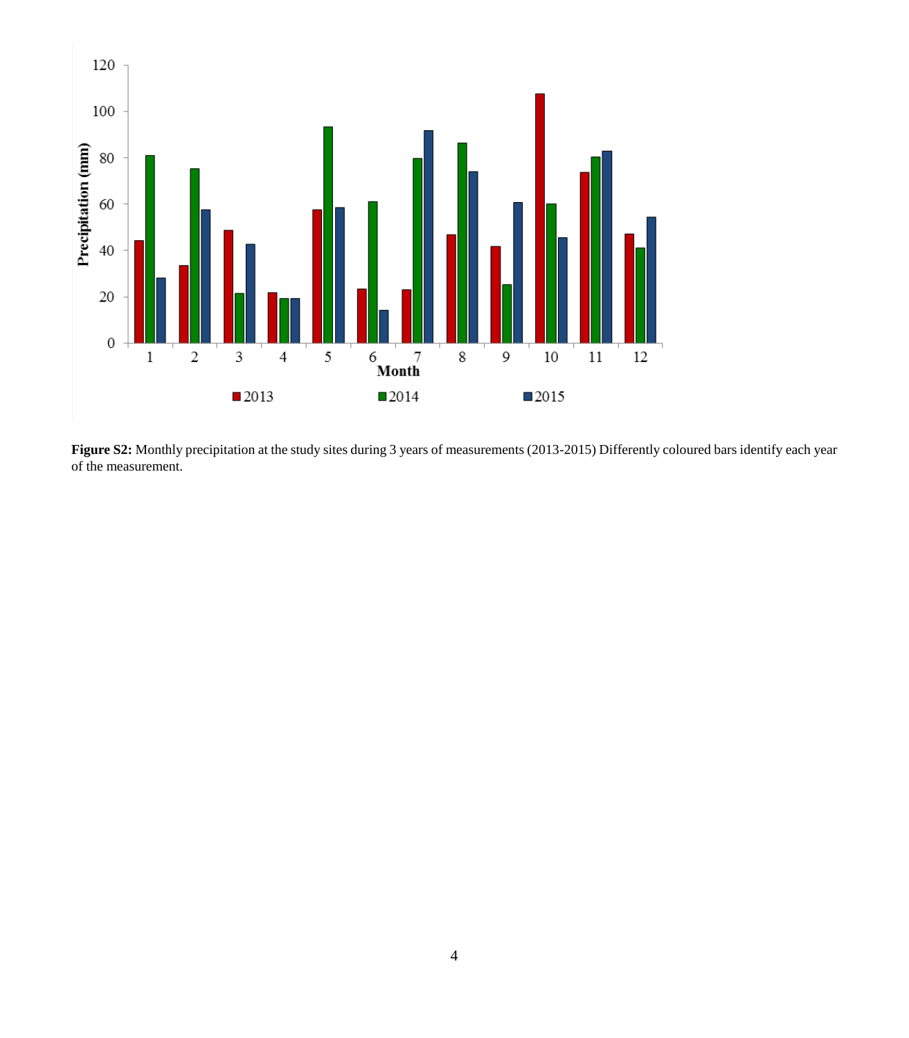120
100
80
60
40
20
0

Precipitation (mm)

1 2 3 4 5 6 7 8 9 10 11 12

Month

2013 2014 2015

**Figure S2:** Monthly precipitation at the study sites during 3 years of measurements (2013-2015) Differently coloured bars identify each year of the measurement.